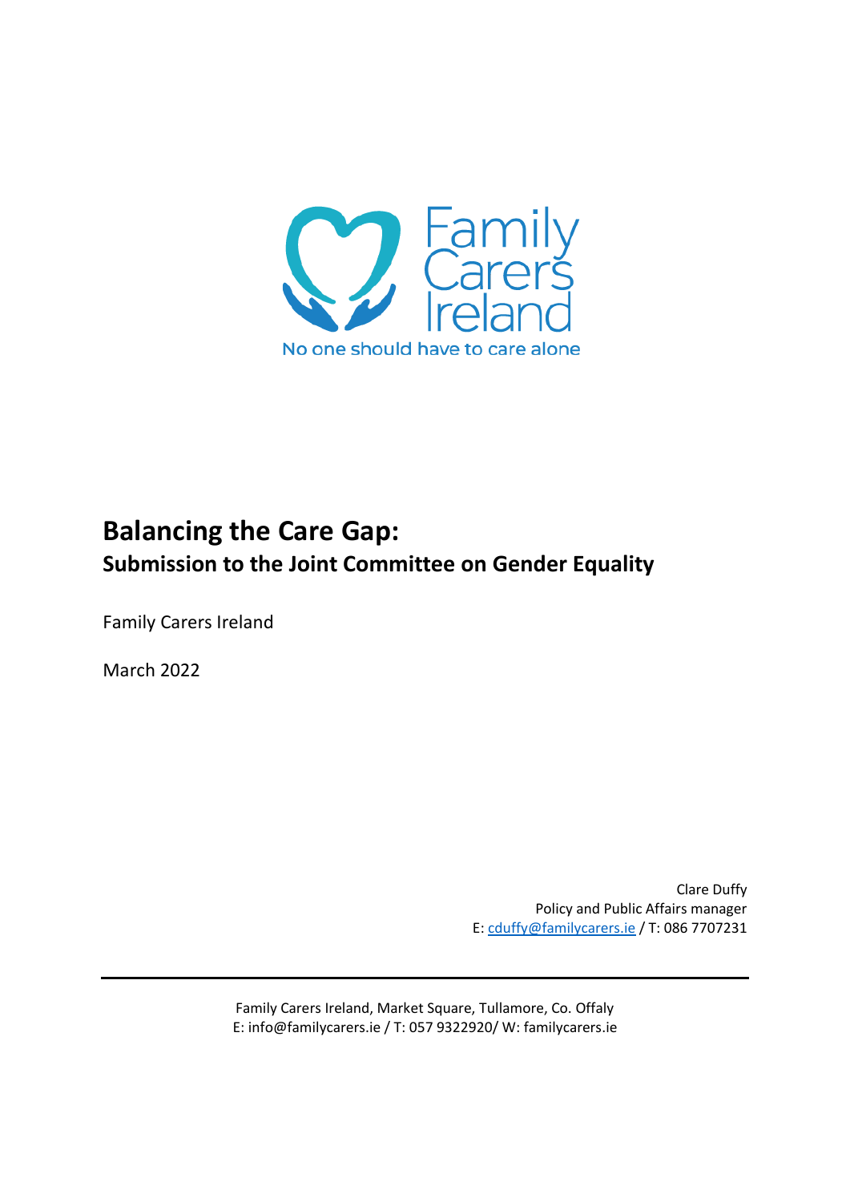Family Carers Ireland

No one should have to care alone

# Balancing the Care Gap:

## Submission to the Joint Committee on Gender Equality

Family Carers Ireland

March 2022

Clare Duffy
Policy and Public Affairs manager
E: cduffy@familycarers.ie / T: 086 7707231

Family Carers Ireland, Market Square, Tullamore, Co. Offaly
E: info@familycarers.ie / T: 057 9322920/ W: familycarers.ie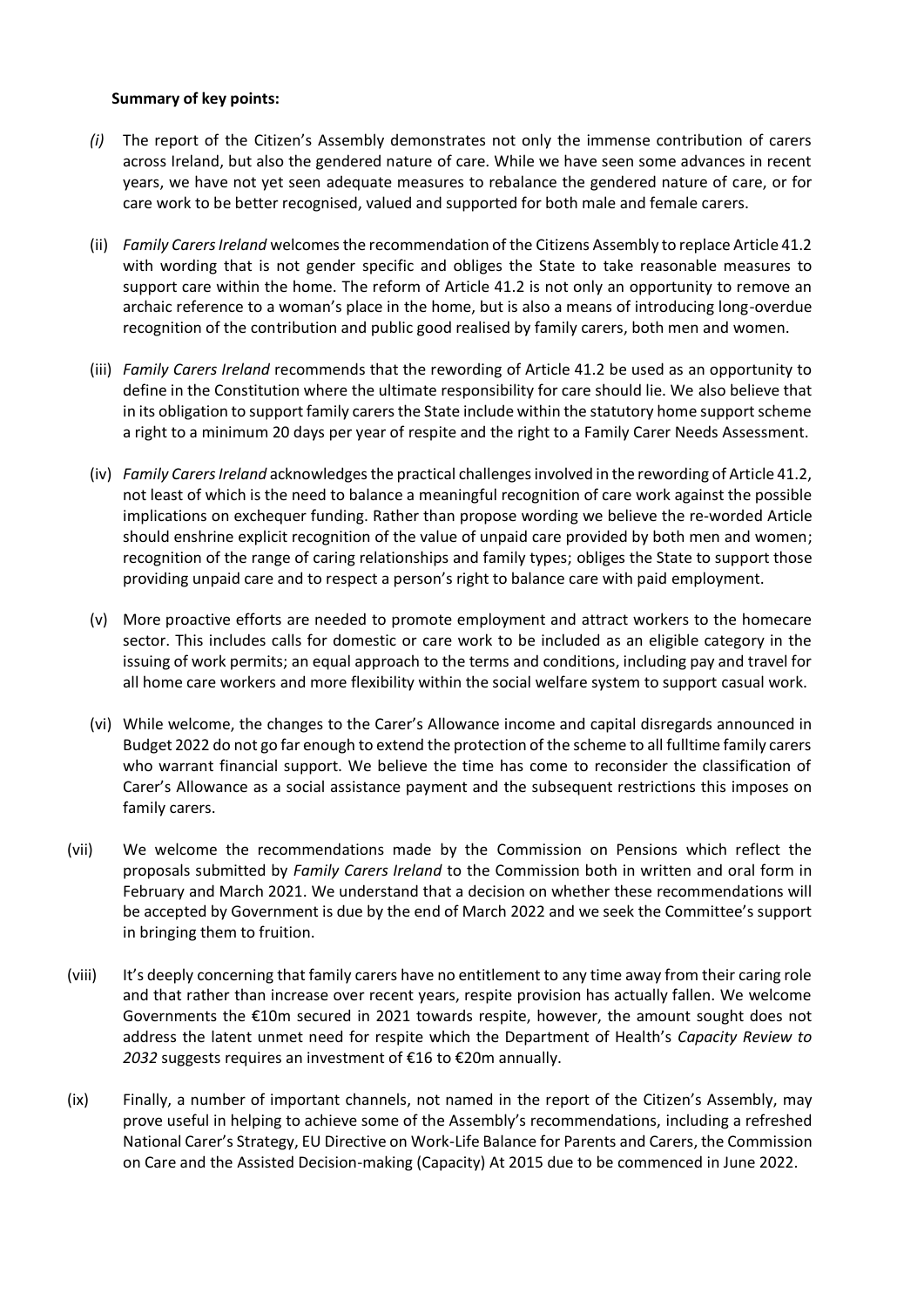**Summary of key points:**

*(i)* The report of the Citizen's Assembly demonstrates not only the immense contribution of carers across Ireland, but also the gendered nature of care. While we have seen some advances in recent years, we have not yet seen adequate measures to rebalance the gendered nature of care, or for care work to be better recognised, valued and supported for both male and female carers.

(ii) *Family Carers Ireland* welcomes the recommendation of the Citizens Assembly to replace Article 41.2 with wording that is not gender specific and obliges the State to take reasonable measures to support care within the home. The reform of Article 41.2 is not only an opportunity to remove an archaic reference to a woman's place in the home, but is also a means of introducing long-overdue recognition of the contribution and public good realised by family carers, both men and women.

(iii) *Family Carers Ireland* recommends that the rewording of Article 41.2 be used as an opportunity to define in the Constitution where the ultimate responsibility for care should lie. We also believe that in its obligation to support family carers the State include within the statutory home support scheme a right to a minimum 20 days per year of respite and the right to a Family Carer Needs Assessment.

(iv) *Family Carers Ireland* acknowledges the practical challenges involved in the rewording of Article 41.2, not least of which is the need to balance a meaningful recognition of care work against the possible implications on exchequer funding. Rather than propose wording we believe the re-worded Article should enshrine explicit recognition of the value of unpaid care provided by both men and women; recognition of the range of caring relationships and family types; obliges the State to support those providing unpaid care and to respect a person's right to balance care with paid employment.

(v) More proactive efforts are needed to promote employment and attract workers to the homecare sector. This includes calls for domestic or care work to be included as an eligible category in the issuing of work permits; an equal approach to the terms and conditions, including pay and travel for all home care workers and more flexibility within the social welfare system to support casual work.

(vi) While welcome, the changes to the Carer's Allowance income and capital disregards announced in Budget 2022 do not go far enough to extend the protection of the scheme to all fulltime family carers who warrant financial support. We believe the time has come to reconsider the classification of Carer's Allowance as a social assistance payment and the subsequent restrictions this imposes on family carers.

(vii) We welcome the recommendations made by the Commission on Pensions which reflect the proposals submitted by *Family Carers Ireland* to the Commission both in written and oral form in February and March 2021. We understand that a decision on whether these recommendations will be accepted by Government is due by the end of March 2022 and we seek the Committee's support in bringing them to fruition.

(viii) It's deeply concerning that family carers have no entitlement to any time away from their caring role and that rather than increase over recent years, respite provision has actually fallen. We welcome Governments the €10m secured in 2021 towards respite, however, the amount sought does not address the latent unmet need for respite which the Department of Health's *Capacity Review to 2032* suggests requires an investment of €16 to €20m annually.

(ix) Finally, a number of important channels, not named in the report of the Citizen's Assembly, may prove useful in helping to achieve some of the Assembly's recommendations, including a refreshed National Carer's Strategy, EU Directive on Work-Life Balance for Parents and Carers, the Commission on Care and the Assisted Decision-making (Capacity) At 2015 due to be commenced in June 2022.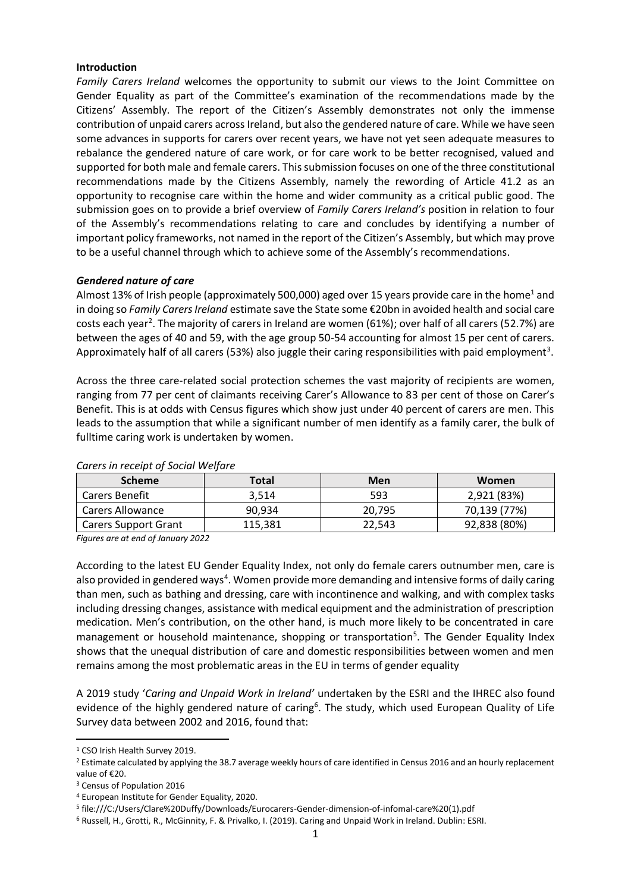**Introduction**

*Family Carers Ireland* welcomes the opportunity to submit our views to the Joint Committee on Gender Equality as part of the Committee's examination of the recommendations made by the Citizens' Assembly. The report of the Citizen's Assembly demonstrates not only the immense contribution of unpaid carers across Ireland, but also the gendered nature of care. While we have seen some advances in supports for carers over recent years, we have not yet seen adequate measures to rebalance the gendered nature of care work, or for care work to be better recognised, valued and supported for both male and female carers. This submission focuses on one of the three constitutional recommendations made by the Citizens Assembly, namely the rewording of Article 41.2 as an opportunity to recognise care within the home and wider community as a critical public good. The submission goes on to provide a brief overview of *Family Carers Ireland's* position in relation to four of the Assembly's recommendations relating to care and concludes by identifying a number of important policy frameworks, not named in the report of the Citizen's Assembly, but which may prove to be a useful channel through which to achieve some of the Assembly's recommendations.

***Gendered nature of care***

Almost 13% of Irish people (approximately 500,000) aged over 15 years provide care in the home[1] and in doing so *Family Carers Ireland* estimate save the State some €20bn in avoided health and social care costs each year[2]. The majority of carers in Ireland are women (61%); over half of all carers (52.7%) are between the ages of 40 and 59, with the age group 50-54 accounting for almost 15 per cent of carers. Approximately half of all carers (53%) also juggle their caring responsibilities with paid employment[3].

Across the three care-related social protection schemes the vast majority of recipients are women, ranging from 77 per cent of claimants receiving Carer's Allowance to 83 per cent of those on Carer's Benefit. This is at odds with Census figures which show just under 40 percent of carers are men. This leads to the assumption that while a significant number of men identify as a family carer, the bulk of fulltime caring work is undertaken by women.

*Carers in receipt of Social Welfare*

| Scheme | Total | Men | Women |
|---|---|---|---|
| Carers Benefit | 3,514 | 593 | 2,921 (83%) |
| Carers Allowance | 90,934 | 20,795 | 70,139 (77%) |
| Carers Support Grant | 115,381 | 22,543 | 92,838 (80%) |

*Figures are at end of January 2022*

According to the latest EU Gender Equality Index, not only do female carers outnumber men, care is also provided in gendered ways[4]. Women provide more demanding and intensive forms of daily caring than men, such as bathing and dressing, care with incontinence and walking, and with complex tasks including dressing changes, assistance with medical equipment and the administration of prescription medication. Men's contribution, on the other hand, is much more likely to be concentrated in care management or household maintenance, shopping or transportation[5]. The Gender Equality Index shows that the unequal distribution of care and domestic responsibilities between women and men remains among the most problematic areas in the EU in terms of gender equality

A 2019 study '*Caring and Unpaid Work in Ireland*' undertaken by the ESRI and the IHREC also found evidence of the highly gendered nature of caring[6]. The study, which used European Quality of Life Survey data between 2002 and 2016, found that:

---

[1] CSO Irish Health Survey 2019.

[2] Estimate calculated by applying the 38.7 average weekly hours of care identified in Census 2016 and an hourly replacement value of €20.

[3] Census of Population 2016

[4] European Institute for Gender Equality, 2020.

[5] file:///C:/Users/Clare%20Duffy/Downloads/Eurocarers-Gender-dimension-of-infomal-care%20(1).pdf

[6] Russell, H., Grotti, R., McGinnity, F. & Privalko, I. (2019). Caring and Unpaid Work in Ireland. Dublin: ESRI.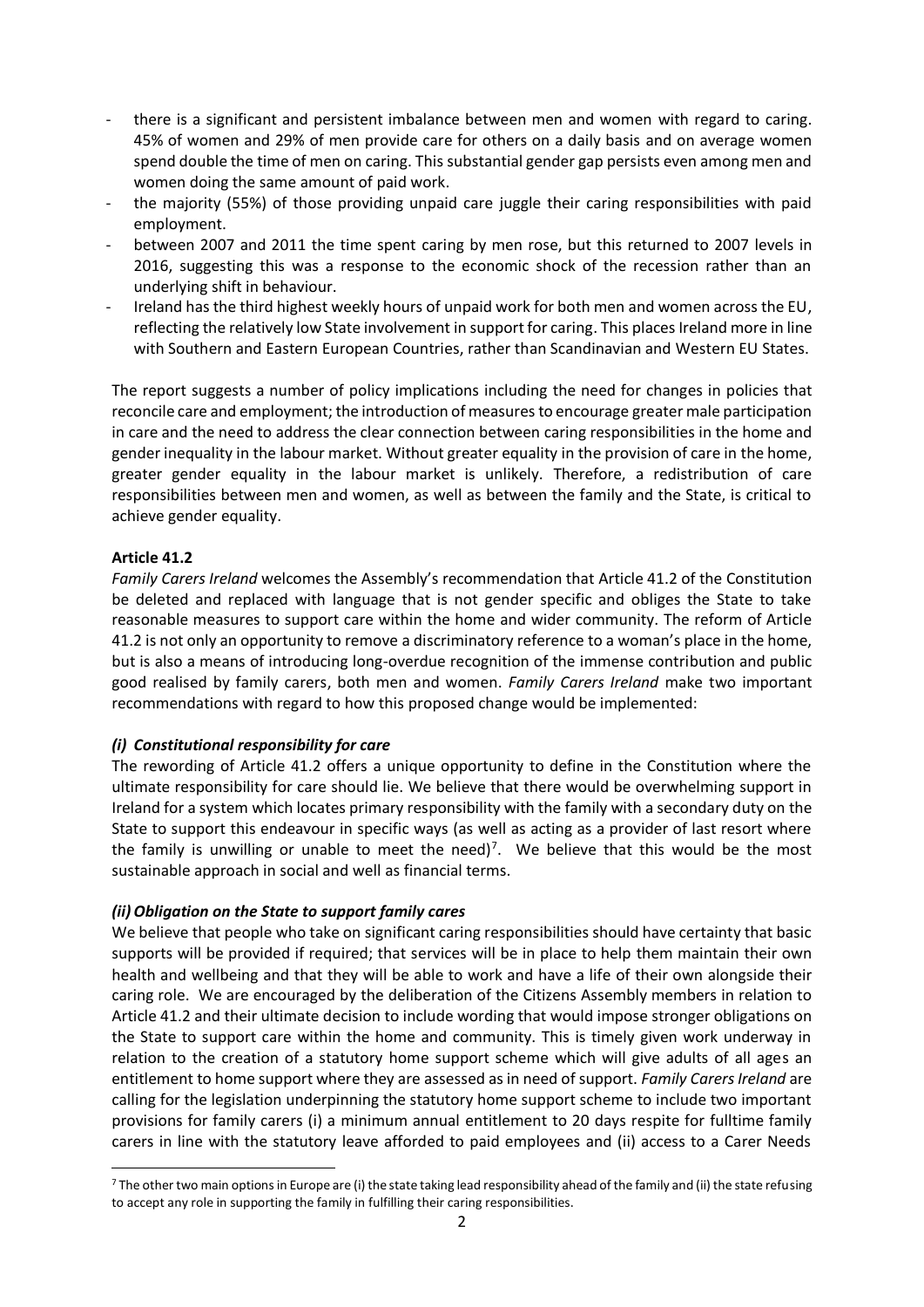- there is a significant and persistent imbalance between men and women with regard to caring. 45% of women and 29% of men provide care for others on a daily basis and on average women spend double the time of men on caring. This substantial gender gap persists even among men and women doing the same amount of paid work.
- the majority (55%) of those providing unpaid care juggle their caring responsibilities with paid employment.
- between 2007 and 2011 the time spent caring by men rose, but this returned to 2007 levels in 2016, suggesting this was a response to the economic shock of the recession rather than an underlying shift in behaviour.
- Ireland has the third highest weekly hours of unpaid work for both men and women across the EU, reflecting the relatively low State involvement in support for caring. This places Ireland more in line with Southern and Eastern European Countries, rather than Scandinavian and Western EU States.

The report suggests a number of policy implications including the need for changes in policies that reconcile care and employment; the introduction of measures to encourage greater male participation in care and the need to address the clear connection between caring responsibilities in the home and gender inequality in the labour market. Without greater equality in the provision of care in the home, greater gender equality in the labour market is unlikely. Therefore, a redistribution of care responsibilities between men and women, as well as between the family and the State, is critical to achieve gender equality.

**Article 41.2**

*Family Carers Ireland* welcomes the Assembly's recommendation that Article 41.2 of the Constitution be deleted and replaced with language that is not gender specific and obliges the State to take reasonable measures to support care within the home and wider community. The reform of Article 41.2 is not only an opportunity to remove a discriminatory reference to a woman's place in the home, but is also a means of introducing long-overdue recognition of the immense contribution and public good realised by family carers, both men and women. *Family Carers Ireland* make two important recommendations with regard to how this proposed change would be implemented:

***(i) Constitutional responsibility for care***

The rewording of Article 41.2 offers a unique opportunity to define in the Constitution where the ultimate responsibility for care should lie. We believe that there would be overwhelming support in Ireland for a system which locates primary responsibility with the family with a secondary duty on the State to support this endeavour in specific ways (as well as acting as a provider of last resort where the family is unwilling or unable to meet the need)[7]. We believe that this would be the most sustainable approach in social and well as financial terms.

***(ii) Obligation on the State to support family cares***

We believe that people who take on significant caring responsibilities should have certainty that basic supports will be provided if required; that services will be in place to help them maintain their own health and wellbeing and that they will be able to work and have a life of their own alongside their caring role. We are encouraged by the deliberation of the Citizens Assembly members in relation to Article 41.2 and their ultimate decision to include wording that would impose stronger obligations on the State to support care within the home and community. This is timely given work underway in relation to the creation of a statutory home support scheme which will give adults of all ages an entitlement to home support where they are assessed as in need of support. *Family Carers Ireland* are calling for the legislation underpinning the statutory home support scheme to include two important provisions for family carers (i) a minimum annual entitlement to 20 days respite for fulltime family carers in line with the statutory leave afforded to paid employees and (ii) access to a Carer Needs

[7] The other two main options in Europe are (i) the state taking lead responsibility ahead of the family and (ii) the state refusing to accept any role in supporting the family in fulfilling their caring responsibilities.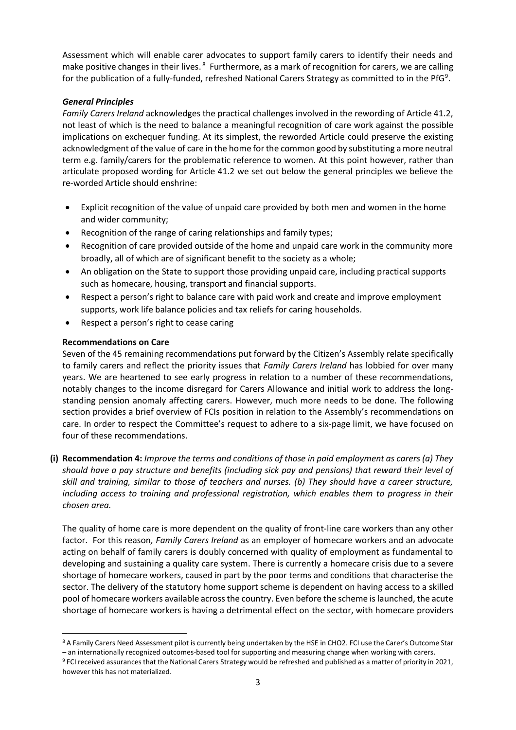Assessment which will enable carer advocates to support family carers to identify their needs and make positive changes in their lives.[8] Furthermore, as a mark of recognition for carers, we are calling for the publication of a fully-funded, refreshed National Carers Strategy as committed to in the PfG[9].

### *General Principles*

*Family Carers Ireland* acknowledges the practical challenges involved in the rewording of Article 41.2, not least of which is the need to balance a meaningful recognition of care work against the possible implications on exchequer funding. At its simplest, the reworded Article could preserve the existing acknowledgment of the value of care in the home for the common good by substituting a more neutral term e.g. family/carers for the problematic reference to women. At this point however, rather than articulate proposed wording for Article 41.2 we set out below the general principles we believe the re-worded Article should enshrine:

- Explicit recognition of the value of unpaid care provided by both men and women in the home and wider community;
- Recognition of the range of caring relationships and family types;
- Recognition of care provided outside of the home and unpaid care work in the community more broadly, all of which are of significant benefit to the society as a whole;
- An obligation on the State to support those providing unpaid care, including practical supports such as homecare, housing, transport and financial supports.
- Respect a person's right to balance care with paid work and create and improve employment supports, work life balance policies and tax reliefs for caring households.
- Respect a person's right to cease caring

### **Recommendations on Care**

Seven of the 45 remaining recommendations put forward by the Citizen's Assembly relate specifically to family carers and reflect the priority issues that *Family Carers Ireland* has lobbied for over many years. We are heartened to see early progress in relation to a number of these recommendations, notably changes to the income disregard for Carers Allowance and initial work to address the long-standing pension anomaly affecting carers. However, much more needs to be done. The following section provides a brief overview of FCIs position in relation to the Assembly's recommendations on care. In order to respect the Committee's request to adhere to a six-page limit, we have focused on four of these recommendations.

**(i) Recommendation 4:** *Improve the terms and conditions of those in paid employment as carers (a) They should have a pay structure and benefits (including sick pay and pensions) that reward their level of skill and training, similar to those of teachers and nurses. (b) They should have a career structure, including access to training and professional registration, which enables them to progress in their chosen area.*

The quality of home care is more dependent on the quality of front-line care workers than any other factor. For this reason*, Family Carers Ireland* as an employer of homecare workers and an advocate acting on behalf of family carers is doubly concerned with quality of employment as fundamental to developing and sustaining a quality care system. There is currently a homecare crisis due to a severe shortage of homecare workers, caused in part by the poor terms and conditions that characterise the sector. The delivery of the statutory home support scheme is dependent on having access to a skilled pool of homecare workers available across the country. Even before the scheme is launched, the acute shortage of homecare workers is having a detrimental effect on the sector, with homecare providers

---

[8] A Family Carers Need Assessment pilot is currently being undertaken by the HSE in CHO2. FCI use the Carer's Outcome Star – an internationally recognized outcomes-based tool for supporting and measuring change when working with carers.

[9] FCI received assurances that the National Carers Strategy would be refreshed and published as a matter of priority in 2021, however this has not materialized.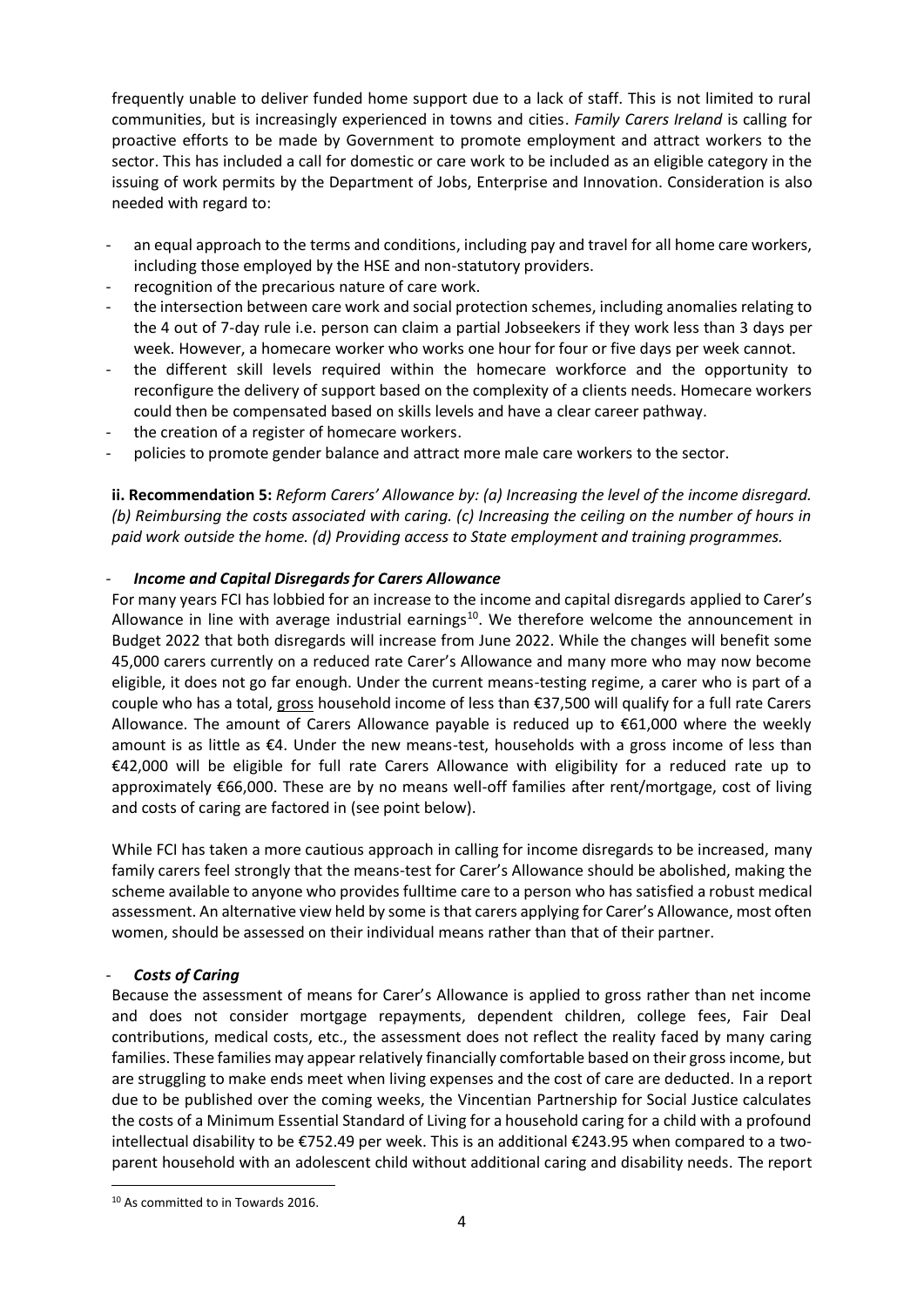frequently unable to deliver funded home support due to a lack of staff. This is not limited to rural communities, but is increasingly experienced in towns and cities. *Family Carers Ireland* is calling for proactive efforts to be made by Government to promote employment and attract workers to the sector. This has included a call for domestic or care work to be included as an eligible category in the issuing of work permits by the Department of Jobs, Enterprise and Innovation. Consideration is also needed with regard to:

- an equal approach to the terms and conditions, including pay and travel for all home care workers, including those employed by the HSE and non-statutory providers.
- recognition of the precarious nature of care work.
- the intersection between care work and social protection schemes, including anomalies relating to the 4 out of 7-day rule i.e. person can claim a partial Jobseekers if they work less than 3 days per week. However, a homecare worker who works one hour for four or five days per week cannot.
- the different skill levels required within the homecare workforce and the opportunity to reconfigure the delivery of support based on the complexity of a clients needs. Homecare workers could then be compensated based on skills levels and have a clear career pathway.
- the creation of a register of homecare workers.
- policies to promote gender balance and attract more male care workers to the sector.

**ii. Recommendation 5:** *Reform Carers' Allowance by: (a) Increasing the level of the income disregard. (b) Reimbursing the costs associated with caring. (c) Increasing the ceiling on the number of hours in paid work outside the home. (d) Providing access to State employment and training programmes.*

- ***Income and Capital Disregards for Carers Allowance***

For many years FCI has lobbied for an increase to the income and capital disregards applied to Carer's Allowance in line with average industrial earnings[10]. We therefore welcome the announcement in Budget 2022 that both disregards will increase from June 2022. While the changes will benefit some 45,000 carers currently on a reduced rate Carer's Allowance and many more who may now become eligible, it does not go far enough. Under the current means-testing regime, a carer who is part of a couple who has a total, gross household income of less than €37,500 will qualify for a full rate Carers Allowance. The amount of Carers Allowance payable is reduced up to €61,000 where the weekly amount is as little as €4. Under the new means-test, households with a gross income of less than €42,000 will be eligible for full rate Carers Allowance with eligibility for a reduced rate up to approximately €66,000. These are by no means well-off families after rent/mortgage, cost of living and costs of caring are factored in (see point below).

While FCI has taken a more cautious approach in calling for income disregards to be increased, many family carers feel strongly that the means-test for Carer's Allowance should be abolished, making the scheme available to anyone who provides fulltime care to a person who has satisfied a robust medical assessment. An alternative view held by some is that carers applying for Carer's Allowance, most often women, should be assessed on their individual means rather than that of their partner.

- ***Costs of Caring***

Because the assessment of means for Carer's Allowance is applied to gross rather than net income and does not consider mortgage repayments, dependent children, college fees, Fair Deal contributions, medical costs, etc., the assessment does not reflect the reality faced by many caring families. These families may appear relatively financially comfortable based on their gross income, but are struggling to make ends meet when living expenses and the cost of care are deducted. In a report due to be published over the coming weeks, the Vincentian Partnership for Social Justice calculates the costs of a Minimum Essential Standard of Living for a household caring for a child with a profound intellectual disability to be €752.49 per week. This is an additional €243.95 when compared to a two-parent household with an adolescent child without additional caring and disability needs. The report

[10] As committed to in Towards 2016.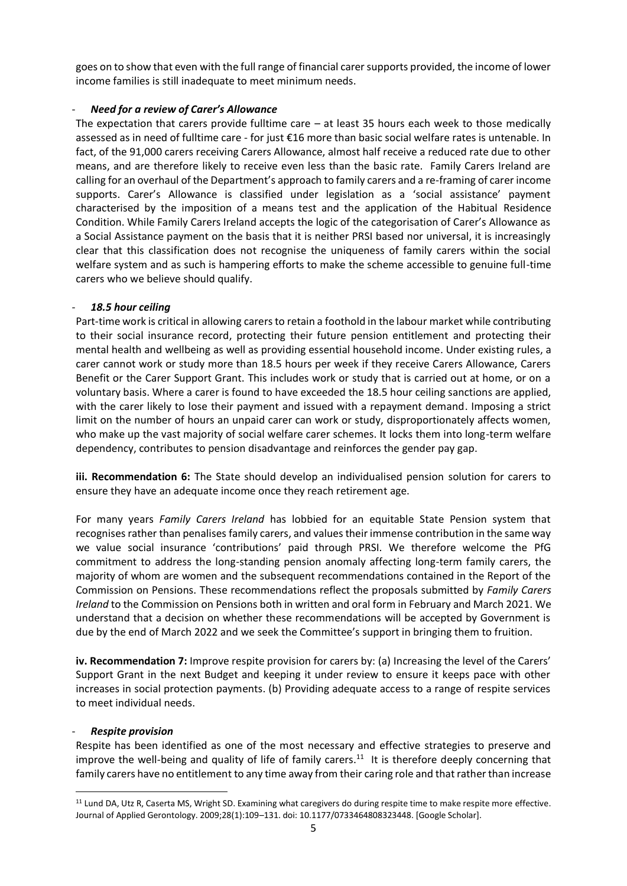goes on to show that even with the full range of financial carer supports provided, the income of lower income families is still inadequate to meet minimum needs.

- ***Need for a review of Carer's Allowance***

The expectation that carers provide fulltime care – at least 35 hours each week to those medically assessed as in need of fulltime care - for just €16 more than basic social welfare rates is untenable. In fact, of the 91,000 carers receiving Carers Allowance, almost half receive a reduced rate due to other means, and are therefore likely to receive even less than the basic rate. Family Carers Ireland are calling for an overhaul of the Department's approach to family carers and a re-framing of carer income supports. Carer's Allowance is classified under legislation as a 'social assistance' payment characterised by the imposition of a means test and the application of the Habitual Residence Condition. While Family Carers Ireland accepts the logic of the categorisation of Carer's Allowance as a Social Assistance payment on the basis that it is neither PRSI based nor universal, it is increasingly clear that this classification does not recognise the uniqueness of family carers within the social welfare system and as such is hampering efforts to make the scheme accessible to genuine full-time carers who we believe should qualify.

- ***18.5 hour ceiling***

Part-time work is critical in allowing carers to retain a foothold in the labour market while contributing to their social insurance record, protecting their future pension entitlement and protecting their mental health and wellbeing as well as providing essential household income. Under existing rules, a carer cannot work or study more than 18.5 hours per week if they receive Carers Allowance, Carers Benefit or the Carer Support Grant. This includes work or study that is carried out at home, or on a voluntary basis. Where a carer is found to have exceeded the 18.5 hour ceiling sanctions are applied, with the carer likely to lose their payment and issued with a repayment demand. Imposing a strict limit on the number of hours an unpaid carer can work or study, disproportionately affects women, who make up the vast majority of social welfare carer schemes. It locks them into long-term welfare dependency, contributes to pension disadvantage and reinforces the gender pay gap.

**iii. Recommendation 6:** The State should develop an individualised pension solution for carers to ensure they have an adequate income once they reach retirement age.

For many years *Family Carers Ireland* has lobbied for an equitable State Pension system that recognises rather than penalises family carers, and values their immense contribution in the same way we value social insurance 'contributions' paid through PRSI. We therefore welcome the PfG commitment to address the long-standing pension anomaly affecting long-term family carers, the majority of whom are women and the subsequent recommendations contained in the Report of the Commission on Pensions. These recommendations reflect the proposals submitted by *Family Carers Ireland* to the Commission on Pensions both in written and oral form in February and March 2021. We understand that a decision on whether these recommendations will be accepted by Government is due by the end of March 2022 and we seek the Committee's support in bringing them to fruition.

**iv. Recommendation 7:** Improve respite provision for carers by: (a) Increasing the level of the Carers' Support Grant in the next Budget and keeping it under review to ensure it keeps pace with other increases in social protection payments. (b) Providing adequate access to a range of respite services to meet individual needs.

- ***Respite provision***

Respite has been identified as one of the most necessary and effective strategies to preserve and improve the well-being and quality of life of family carers.[11] It is therefore deeply concerning that family carers have no entitlement to any time away from their caring role and that rather than increase

[11] Lund DA, Utz R, Caserta MS, Wright SD. Examining what caregivers do during respite time to make respite more effective. Journal of Applied Gerontology. 2009;28(1):109–131. doi: 10.1177/0733464808323448. [Google Scholar].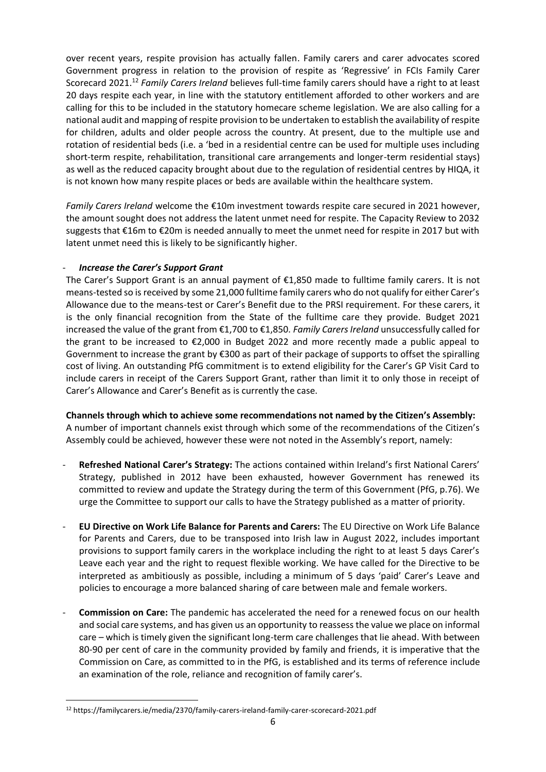over recent years, respite provision has actually fallen. Family carers and carer advocates scored Government progress in relation to the provision of respite as 'Regressive' in FCIs Family Carer Scorecard 2021.[12] *Family Carers Ireland* believes full-time family carers should have a right to at least 20 days respite each year, in line with the statutory entitlement afforded to other workers and are calling for this to be included in the statutory homecare scheme legislation. We are also calling for a national audit and mapping of respite provision to be undertaken to establish the availability of respite for children, adults and older people across the country. At present, due to the multiple use and rotation of residential beds (i.e. a 'bed in a residential centre can be used for multiple uses including short-term respite, rehabilitation, transitional care arrangements and longer-term residential stays) as well as the reduced capacity brought about due to the regulation of residential centres by HIQA, it is not known how many respite places or beds are available within the healthcare system.

*Family Carers Ireland* welcome the €10m investment towards respite care secured in 2021 however, the amount sought does not address the latent unmet need for respite. The Capacity Review to 2032 suggests that €16m to €20m is needed annually to meet the unmet need for respite in 2017 but with latent unmet need this is likely to be significantly higher.

- ***Increase the Carer's Support Grant***

The Carer's Support Grant is an annual payment of €1,850 made to fulltime family carers. It is not means-tested so is received by some 21,000 fulltime family carers who do not qualify for either Carer's Allowance due to the means-test or Carer's Benefit due to the PRSI requirement. For these carers, it is the only financial recognition from the State of the fulltime care they provide. Budget 2021 increased the value of the grant from €1,700 to €1,850. *Family Carers Ireland* unsuccessfully called for the grant to be increased to €2,000 in Budget 2022 and more recently made a public appeal to Government to increase the grant by €300 as part of their package of supports to offset the spiralling cost of living. An outstanding PfG commitment is to extend eligibility for the Carer's GP Visit Card to include carers in receipt of the Carers Support Grant, rather than limit it to only those in receipt of Carer's Allowance and Carer's Benefit as is currently the case.

**Channels through which to achieve some recommendations not named by the Citizen's Assembly:**
A number of important channels exist through which some of the recommendations of the Citizen's Assembly could be achieved, however these were not noted in the Assembly's report, namely:

- **Refreshed National Carer's Strategy:** The actions contained within Ireland's first National Carers' Strategy, published in 2012 have been exhausted, however Government has renewed its committed to review and update the Strategy during the term of this Government (PfG, p.76). We urge the Committee to support our calls to have the Strategy published as a matter of priority.

- **EU Directive on Work Life Balance for Parents and Carers:** The EU Directive on Work Life Balance for Parents and Carers, due to be transposed into Irish law in August 2022, includes important provisions to support family carers in the workplace including the right to at least 5 days Carer's Leave each year and the right to request flexible working. We have called for the Directive to be interpreted as ambitiously as possible, including a minimum of 5 days 'paid' Carer's Leave and policies to encourage a more balanced sharing of care between male and female workers.

- **Commission on Care:** The pandemic has accelerated the need for a renewed focus on our health and social care systems, and has given us an opportunity to reassess the value we place on informal care – which is timely given the significant long-term care challenges that lie ahead. With between 80-90 per cent of care in the community provided by family and friends, it is imperative that the Commission on Care, as committed to in the PfG, is established and its terms of reference include an examination of the role, reliance and recognition of family carer's.

[12] https://familycarers.ie/media/2370/family-carers-ireland-family-carer-scorecard-2021.pdf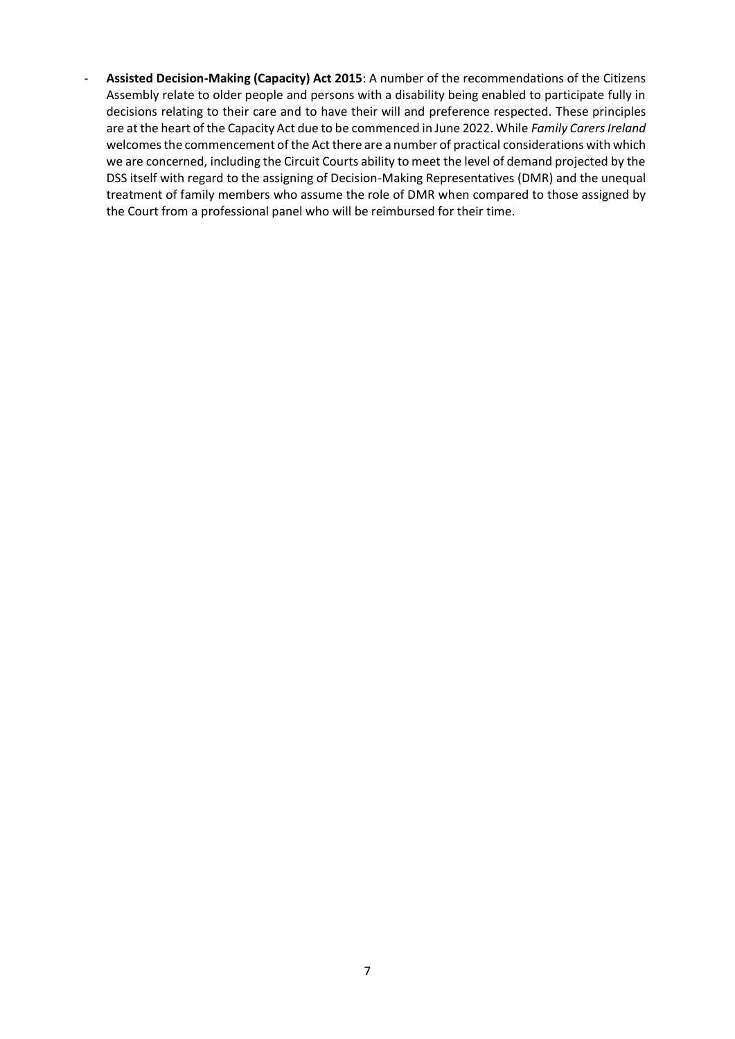- **Assisted Decision-Making (Capacity) Act 2015**: A number of the recommendations of the Citizens Assembly relate to older people and persons with a disability being enabled to participate fully in decisions relating to their care and to have their will and preference respected. These principles are at the heart of the Capacity Act due to be commenced in June 2022. While *Family Carers Ireland* welcomes the commencement of the Act there are a number of practical considerations with which we are concerned, including the Circuit Courts ability to meet the level of demand projected by the DSS itself with regard to the assigning of Decision-Making Representatives (DMR) and the unequal treatment of family members who assume the role of DMR when compared to those assigned by the Court from a professional panel who will be reimbursed for their time.